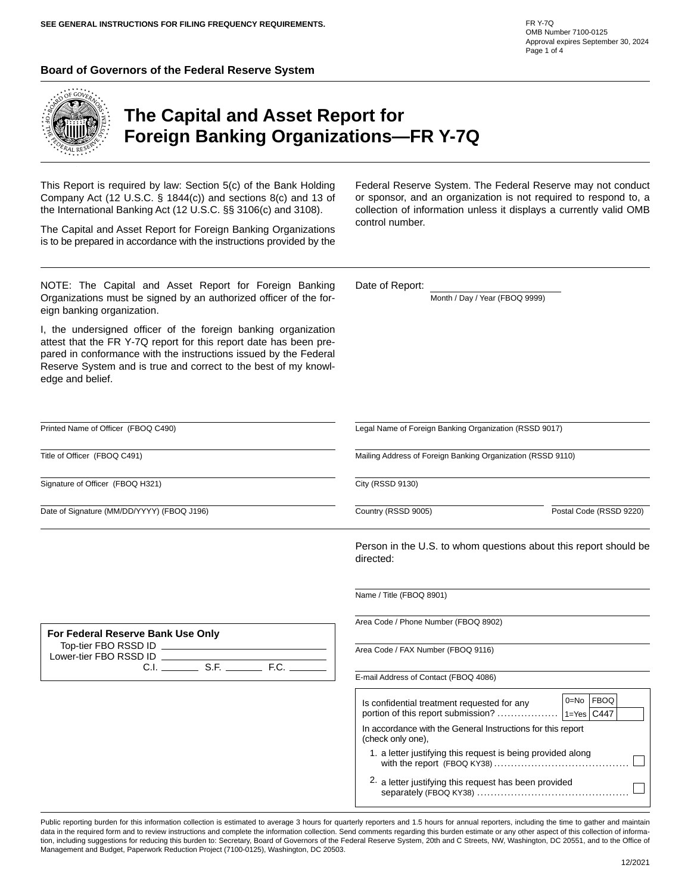SEE GENERAL INSTRUCTIONS FOR FILING FREQUENCY REQUIREMENTS.

FR Y-7Q
OMB Number 7100-0125
Approval expires September 30, 2024

**Board of Governors of the Federal Reserve System**

# The Capital and Asset Report for Foreign Banking Organizations—FR Y-7Q

This Report is required by law: Section 5(c) of the Bank Holding Company Act (12 U.S.C. § 1844(c)) and sections 8(c) and 13 of the International Banking Act (12 U.S.C. §§ 3106(c) and 3108).

The Capital and Asset Report for Foreign Banking Organizations is to be prepared in accordance with the instructions provided by the Federal Reserve System. The Federal Reserve may not conduct or sponsor, and an organization is not required to respond to, a collection of information unless it displays a currently valid OMB control number.

NOTE: The Capital and Asset Report for Foreign Banking Organizations must be signed by an authorized officer of the foreign banking organization.

I, the undersigned officer of the foreign banking organization attest that the FR Y-7Q report for this report date has been prepared in conformance with the instructions issued by the Federal Reserve System and is true and correct to the best of my knowledge and belief.

Date of Report: ____________________
Month / Day / Year (FBOQ 9999)

Printed Name of Officer (FBOQ C490)

Title of Officer (FBOQ C491)

Signature of Officer (FBOQ H321)

Date of Signature (MM/DD/YYYY) (FBOQ J196)

Legal Name of Foreign Banking Organization (RSSD 9017)

Mailing Address of Foreign Banking Organization (RSSD 9110)

City (RSSD 9130)

Country (RSSD 9005) Postal Code (RSSD 9220)

Person in the U.S. to whom questions about this report should be directed:

Name / Title (FBOQ 8901)

Area Code / Phone Number (FBOQ 8902)

Area Code / FAX Number (FBOQ 9116)

E-mail Address of Contact (FBOQ 4086)

**For Federal Reserve Bank Use Only**

Top-tier FBO RSSD ID ____________________
Lower-tier FBO RSSD ID ____________________
C.I. ________ S.F. ________ F.C. ________

Is confidential treatment requested for any portion of this report submission? .................. 0=No 1=Yes FBOQ C447

In accordance with the General Instructions for this report (check only one),

1. a letter justifying this request is being provided along with the report (FBOQ KY38) ........................................ ☐
2. a letter justifying this request has been provided separately (FBOQ KY38) ............................................ ☐

Public reporting burden for this information collection is estimated to average 3 hours for quarterly reporters and 1.5 hours for annual reporters, including the time to gather and maintain data in the required form and to review instructions and complete the information collection. Send comments regarding this burden estimate or any other aspect of this collection of information, including suggestions for reducing this burden to: Secretary, Board of Governors of the Federal Reserve System, 20th and C Streets, NW, Washington, DC 20551, and to the Office of Management and Budget, Paperwork Reduction Project (7100-0125), Washington, DC 20503.

12/2021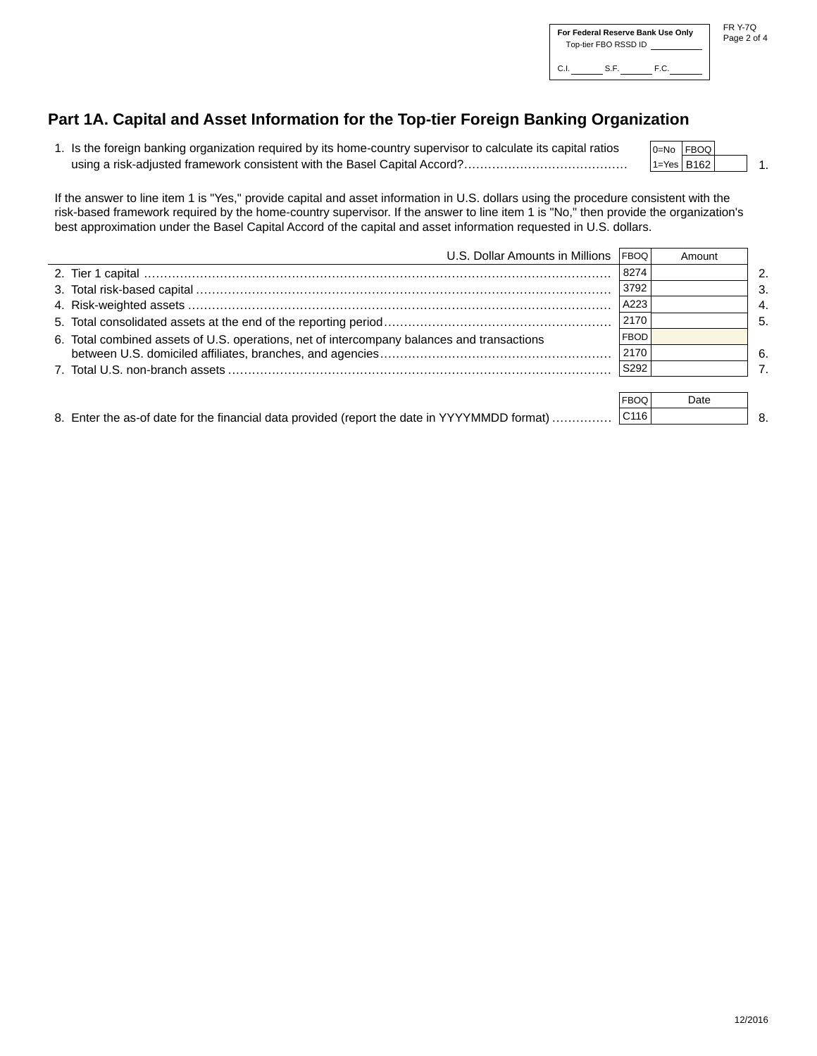For Federal Reserve Bank Use Only

Top-tier FBO RSSD ID ________

C.I. ______ S.F. ______ F.C. ______

FR Y-7Q

## Part 1A. Capital and Asset Information for the Top-tier Foreign Banking Organization

| | | FBOQ | | |
|---|---|---|---|---|
| 1. Is the foreign banking organization required by its home-country supervisor to calculate its capital ratios using a risk-adjusted framework consistent with the Basel Capital Accord? | 0=No 1=Yes | B162 | | 1. |

If the answer to line item 1 is "Yes," provide capital and asset information in U.S. dollars using the procedure consistent with the risk-based framework required by the home-country supervisor. If the answer to line item 1 is "No," then provide the organization's best approximation under the Basel Capital Accord of the capital and asset information requested in U.S. dollars.

| U.S. Dollar Amounts in Millions | FBOQ | Amount | |
|---|---|---|---|
| 2. Tier 1 capital | 8274 | | 2. |
| 3. Total risk-based capital | 3792 | | 3. |
| 4. Risk-weighted assets | A223 | | 4. |
| 5. Total consolidated assets at the end of the reporting period | 2170 | | 5. |
| 6. Total combined assets of U.S. operations, net of intercompany balances and transactions between U.S. domiciled affiliates, branches, and agencies | FBOD 2170 | | 6. |
| 7. Total U.S. non-branch assets | S292 | | 7. |

| | FBOQ | Date | |
|---|---|---|---|
| 8. Enter the as-of date for the financial data provided (report the date in YYYYMMDD format) | C116 | | 8. |

12/2016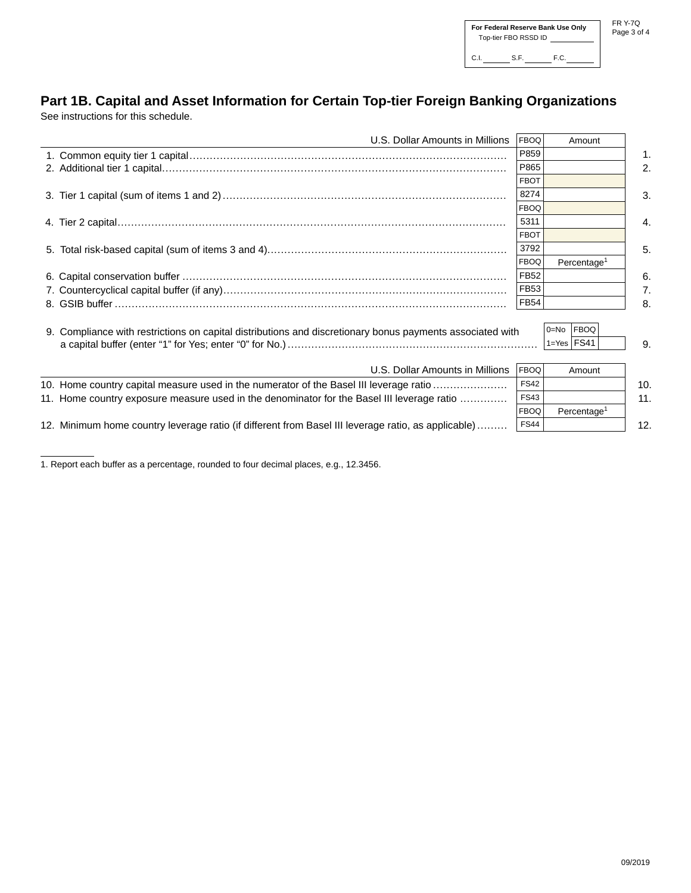For Federal Reserve Bank Use Only
Top-tier FBO RSSD ID ________

C.I. ______ S.F. ______ F.C. ______

FR Y-7Q

## Part 1B. Capital and Asset Information for Certain Top-tier Foreign Banking Organizations

See instructions for this schedule.

| U.S. Dollar Amounts in Millions | FBOQ | Amount | |
|---|---|---|---|
| 1. Common equity tier 1 capital | P859 | | 1. |
| 2. Additional tier 1 capital | P865 | | 2. |
| | FBOT | | |
| 3. Tier 1 capital (sum of items 1 and 2) | 8274 | | 3. |
| | FBOQ | | |
| 4. Tier 2 capital | 5311 | | 4. |
| | FBOT | | |
| 5. Total risk-based capital (sum of items 3 and 4) | 3792 | | 5. |
| | FBOQ | Percentage[1] | |
| 6. Capital conservation buffer | FB52 | | 6. |
| 7. Countercyclical capital buffer (if any) | FB53 | | 7. |
| 8. GSIB buffer | FB54 | | 8. |

| | 0=No 1=Yes | FBOQ | |
|---|---|---|---|
| 9. Compliance with restrictions on capital distributions and discretionary bonus payments associated with a capital buffer (enter "1" for Yes; enter "0" for No.) | | FS41 | 9. |

| U.S. Dollar Amounts in Millions | FBOQ | Amount | |
|---|---|---|---|
| 10. Home country capital measure used in the numerator of the Basel III leverage ratio | FS42 | | 10. |
| 11. Home country exposure measure used in the denominator for the Basel III leverage ratio | FS43 | | 11. |
| | FBOQ | Percentage[1] | |
| 12. Minimum home country leverage ratio (if different from Basel III leverage ratio, as applicable) | FS44 | | 12. |

1. Report each buffer as a percentage, rounded to four decimal places, e.g., 12.3456.

09/2019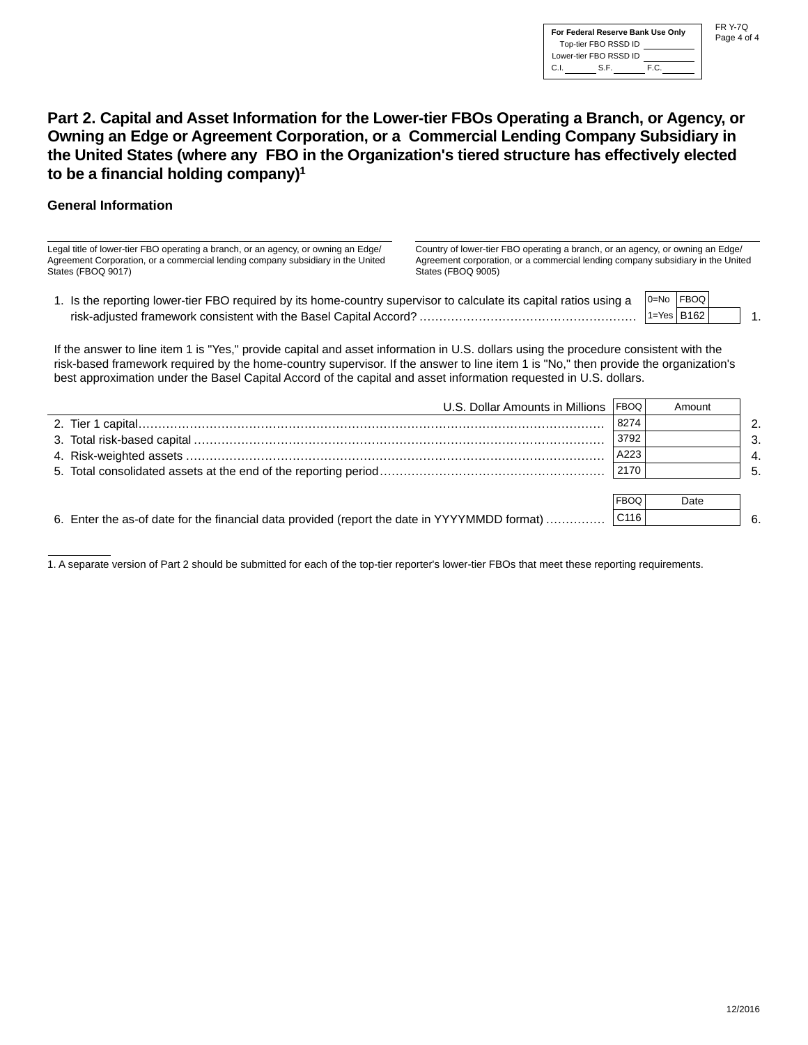For Federal Reserve Bank Use Only

Top-tier FBO RSSD ID ________

Lower-tier FBO RSSD ID ________

C.I. ______ S.F. ______ F.C. ______

FR Y-7Q

# Part 2. Capital and Asset Information for the Lower-tier FBOs Operating a Branch, or Agency, or Owning an Edge or Agreement Corporation, or a Commercial Lending Company Subsidiary in the United States (where any FBO in the Organization's tiered structure has effectively elected to be a financial holding company)[1]

## General Information

________________________________________

Legal title of lower-tier FBO operating a branch, or an agency, or owning an Edge/ Agreement Corporation, or a commercial lending company subsidiary in the United States (FBOQ 9017)

________________________________________

Country of lower-tier FBO operating a branch, or an agency, or owning an Edge/ Agreement corporation, or a commercial lending company subsidiary in the United States (FBOQ 9005)

| | 0=No / 1=Yes | FBOQ | | |
|---|---|---|---|---|
| 1. Is the reporting lower-tier FBO required by its home-country supervisor to calculate its capital ratios using a risk-adjusted framework consistent with the Basel Capital Accord? | | B162 | | 1. |

If the answer to line item 1 is "Yes," provide capital and asset information in U.S. dollars using the procedure consistent with the risk-based framework required by the home-country supervisor. If the answer to line item 1 is "No," then provide the organization's best approximation under the Basel Capital Accord of the capital and asset information requested in U.S. dollars.

| U.S. Dollar Amounts in Millions | FBOQ | Amount | |
|---|---|---|---|
| 2. Tier 1 capital | 8274 | | 2. |
| 3. Total risk-based capital | 3792 | | 3. |
| 4. Risk-weighted assets | A223 | | 4. |
| 5. Total consolidated assets at the end of the reporting period | 2170 | | 5. |

| | FBOQ | Date | |
|---|---|---|---|
| 6. Enter the as-of date for the financial data provided (report the date in YYYYMMDD format) | C116 | | 6. |

1. A separate version of Part 2 should be submitted for each of the top-tier reporter's lower-tier FBOs that meet these reporting requirements.

12/2016